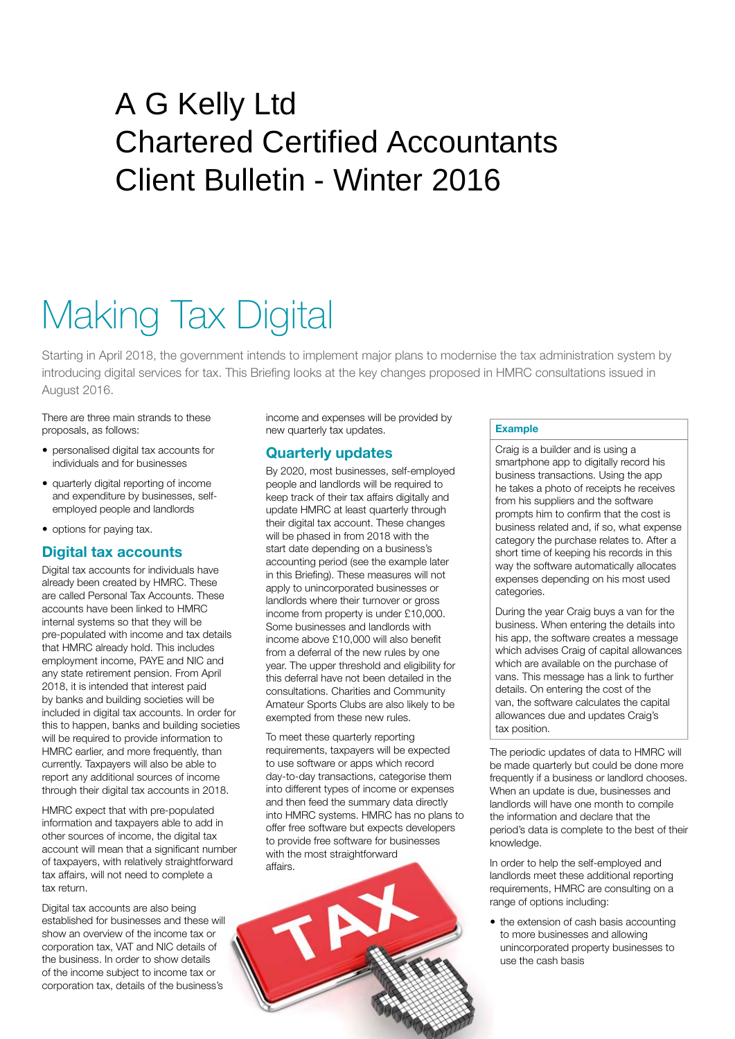# A G Kelly Ltd
# Chartered Certified Accountants
# Client Bulletin - Winter 2016

# Making Tax Digital

Starting in April 2018, the government intends to implement major plans to modernise the tax administration system by introducing digital services for tax. This Briefing looks at the key changes proposed in HMRC consultations issued in August 2016.

There are three main strands to these proposals, as follows:

- personalised digital tax accounts for individuals and for businesses
- quarterly digital reporting of income and expenditure by businesses, self-employed people and landlords
- options for paying tax.

## Digital tax accounts

Digital tax accounts for individuals have already been created by HMRC. These are called Personal Tax Accounts. These accounts have been linked to HMRC internal systems so that they will be pre-populated with income and tax details that HMRC already hold. This includes employment income, PAYE and NIC and any state retirement pension. From April 2018, it is intended that interest paid by banks and building societies will be included in digital tax accounts. In order for this to happen, banks and building societies will be required to provide information to HMRC earlier, and more frequently, than currently. Taxpayers will also be able to report any additional sources of income through their digital tax accounts in 2018.

HMRC expect that with pre-populated information and taxpayers able to add in other sources of income, the digital tax account will mean that a significant number of taxpayers, with relatively straightforward tax affairs, will not need to complete a tax return.

Digital tax accounts are also being established for businesses and these will show an overview of the income tax or corporation tax, VAT and NIC details of the business. In order to show details of the income subject to income tax or corporation tax, details of the business's income and expenses will be provided by new quarterly tax updates.

## Quarterly updates

By 2020, most businesses, self-employed people and landlords will be required to keep track of their tax affairs digitally and update HMRC at least quarterly through their digital tax account. These changes will be phased in from 2018 with the start date depending on a business's accounting period (see the example later in this Briefing). These measures will not apply to unincorporated businesses or landlords where their turnover or gross income from property is under £10,000. Some businesses and landlords with income above £10,000 will also benefit from a deferral of the new rules by one year. The upper threshold and eligibility for this deferral have not been detailed in the consultations. Charities and Community Amateur Sports Clubs are also likely to be exempted from these new rules.

To meet these quarterly reporting requirements, taxpayers will be expected to use software or apps which record day-to-day transactions, categorise them into different types of income or expenses and then feed the summary data directly into HMRC systems. HMRC has no plans to offer free software but expects developers to provide free software for businesses with the most straightforward affairs.

**Example**

Craig is a builder and is using a smartphone app to digitally record his business transactions. Using the app he takes a photo of receipts he receives from his suppliers and the software prompts him to confirm that the cost is business related and, if so, what expense category the purchase relates to. After a short time of keeping his records in this way the software automatically allocates expenses depending on his most used categories.

During the year Craig buys a van for the business. When entering the details into his app, the software creates a message which advises Craig of capital allowances which are available on the purchase of vans. This message has a link to further details. On entering the cost of the van, the software calculates the capital allowances due and updates Craig's tax position.

The periodic updates of data to HMRC will be made quarterly but could be done more frequently if a business or landlord chooses. When an update is due, businesses and landlords will have one month to compile the information and declare that the period's data is complete to the best of their knowledge.

In order to help the self-employed and landlords meet these additional reporting requirements, HMRC are consulting on a range of options including:

- the extension of cash basis accounting to more businesses and allowing unincorporated property businesses to use the cash basis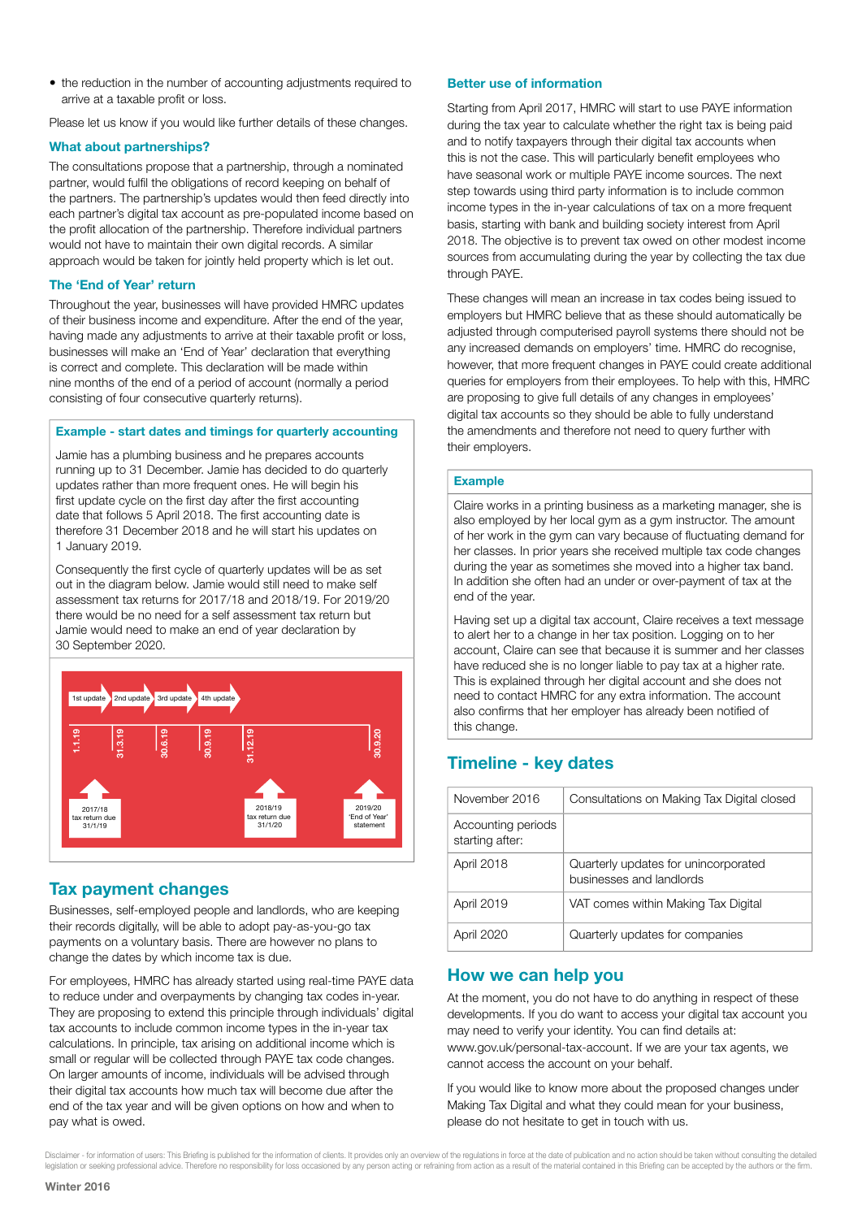- the reduction in the number of accounting adjustments required to arrive at a taxable profit or loss.

Please let us know if you would like further details of these changes.

### What about partnerships?

The consultations propose that a partnership, through a nominated partner, would fulfil the obligations of record keeping on behalf of the partners. The partnership's updates would then feed directly into each partner's digital tax account as pre-populated income based on the profit allocation of the partnership. Therefore individual partners would not have to maintain their own digital records. A similar approach would be taken for jointly held property which is let out.

### The 'End of Year' return

Throughout the year, businesses will have provided HMRC updates of their business income and expenditure. After the end of the year, having made any adjustments to arrive at their taxable profit or loss, businesses will make an 'End of Year' declaration that everything is correct and complete. This declaration will be made within nine months of the end of a period of account (normally a period consisting of four consecutive quarterly returns).

#### Example - start dates and timings for quarterly accounting

Jamie has a plumbing business and he prepares accounts running up to 31 December. Jamie has decided to do quarterly updates rather than more frequent ones. He will begin his first update cycle on the first day after the first accounting date that follows 5 April 2018. The first accounting date is therefore 31 December 2018 and he will start his updates on 1 January 2019.

Consequently the first cycle of quarterly updates will be as set out in the diagram below. Jamie would still need to make self assessment tax returns for 2017/18 and 2018/19. For 2019/20 there would be no need for a self assessment tax return but Jamie would need to make an end of year declaration by 30 September 2020.

1st update
2nd update
3rd update
4th update
1.1.19
31.3.19
30.6.19
30.9.19
31.12.19
30.9.20
2017/18 tax return due 31/1/19
2018/19 tax return due 31/1/20
2019/20 'End of Year' statement

## Tax payment changes

Businesses, self-employed people and landlords, who are keeping their records digitally, will be able to adopt pay-as-you-go tax payments on a voluntary basis. There are however no plans to change the dates by which income tax is due.

For employees, HMRC has already started using real-time PAYE data to reduce under and overpayments by changing tax codes in-year. They are proposing to extend this principle through individuals' digital tax accounts to include common income types in the in-year tax calculations. In principle, tax arising on additional income which is small or regular will be collected through PAYE tax code changes. On larger amounts of income, individuals will be advised through their digital tax accounts how much tax will become due after the end of the tax year and will be given options on how and when to pay what is owed.

### Better use of information

Starting from April 2017, HMRC will start to use PAYE information during the tax year to calculate whether the right tax is being paid and to notify taxpayers through their digital tax accounts when this is not the case. This will particularly benefit employees who have seasonal work or multiple PAYE income sources. The next step towards using third party information is to include common income types in the in-year calculations of tax on a more frequent basis, starting with bank and building society interest from April 2018. The objective is to prevent tax owed on other modest income sources from accumulating during the year by collecting the tax due through PAYE.

These changes will mean an increase in tax codes being issued to employers but HMRC believe that as these should automatically be adjusted through computerised payroll systems there should not be any increased demands on employers' time. HMRC do recognise, however, that more frequent changes in PAYE could create additional queries for employers from their employees. To help with this, HMRC are proposing to give full details of any changes in employees' digital tax accounts so they should be able to fully understand the amendments and therefore not need to query further with their employers.

#### Example

Claire works in a printing business as a marketing manager, she is also employed by her local gym as a gym instructor. The amount of her work in the gym can vary because of fluctuating demand for her classes. In prior years she received multiple tax code changes during the year as sometimes she moved into a higher tax band. In addition she often had an under or over-payment of tax at the end of the year.

Having set up a digital tax account, Claire receives a text message to alert her to a change in her tax position. Logging on to her account, Claire can see that because it is summer and her classes have reduced she is no longer liable to pay tax at a higher rate. This is explained through her digital account and she does not need to contact HMRC for any extra information. The account also confirms that her employer has already been notified of this change.

## Timeline - key dates

| | |
|---|---|
| November 2016 | Consultations on Making Tax Digital closed |
| Accounting periods starting after: | |
| April 2018 | Quarterly updates for unincorporated businesses and landlords |
| April 2019 | VAT comes within Making Tax Digital |
| April 2020 | Quarterly updates for companies |

## How we can help you

At the moment, you do not have to do anything in respect of these developments. If you do want to access your digital tax account you may need to verify your identity. You can find details at: www.gov.uk/personal-tax-account. If we are your tax agents, we cannot access the account on your behalf.

If you would like to know more about the proposed changes under Making Tax Digital and what they could mean for your business, please do not hesitate to get in touch with us.

Disclaimer - for information of users: This Briefing is published for the information of clients. It provides only an overview of the regulations in force at the date of publication and no action should be taken without consulting the detailed legislation or seeking professional advice. Therefore no responsibility for loss occasioned by any person acting or refraining from action as a result of the material contained in this Briefing can be accepted by the authors or the firm.

Winter 2016